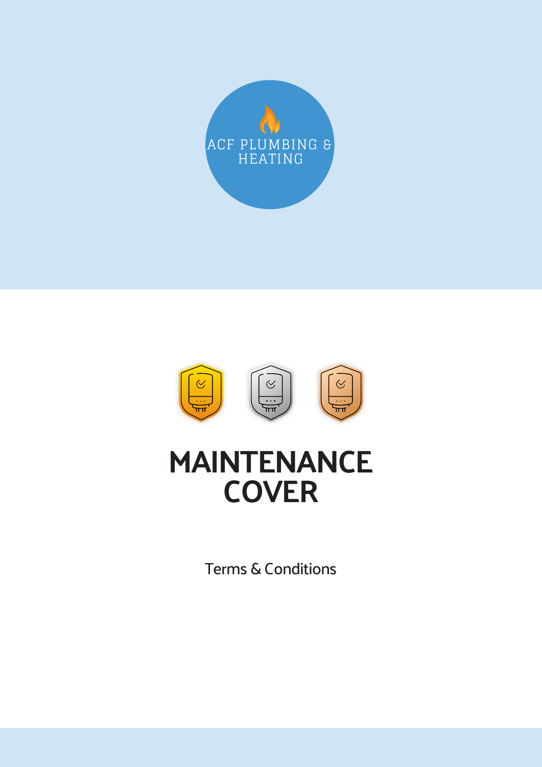ACF PLUMBING & HEATING

# MAINTENANCE COVER

Terms & Conditions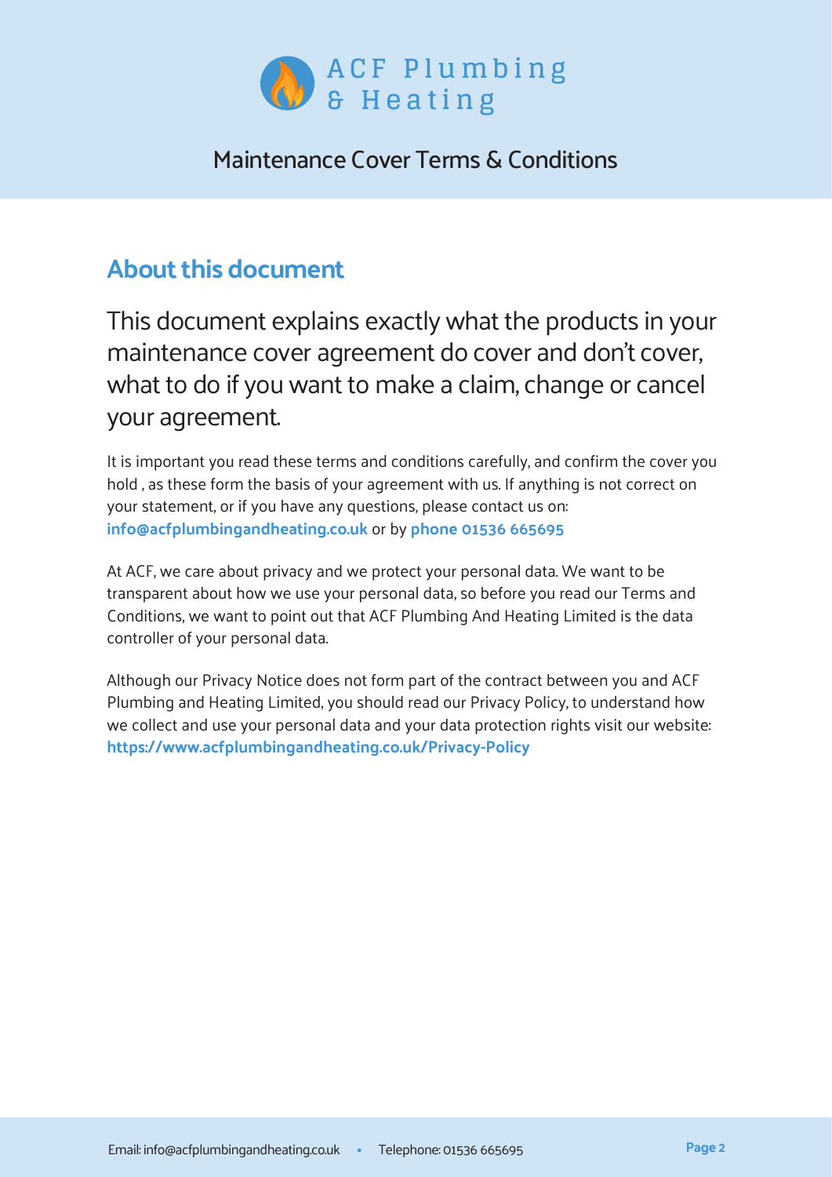# ACF Plumbing & Heating

## Maintenance Cover Terms & Conditions

## About this document

This document explains exactly what the products in your maintenance cover agreement do cover and don't cover, what to do if you want to make a claim, change or cancel your agreement.

It is important you read these terms and conditions carefully, and confirm the cover you hold , as these form the basis of your agreement with us. If anything is not correct on your statement, or if you have any questions, please contact us on: **info@acfplumbingandheating.co.uk** or by **phone 01536 665695**

At ACF, we care about privacy and we protect your personal data. We want to be transparent about how we use your personal data, so before you read our Terms and Conditions, we want to point out that ACF Plumbing And Heating Limited is the data controller of your personal data.

Although our Privacy Notice does not form part of the contract between you and ACF Plumbing and Heating Limited, you should read our Privacy Policy, to understand how we collect and use your personal data and your data protection rights visit our website: **https://www.acfplumbingandheating.co.uk/Privacy-Policy**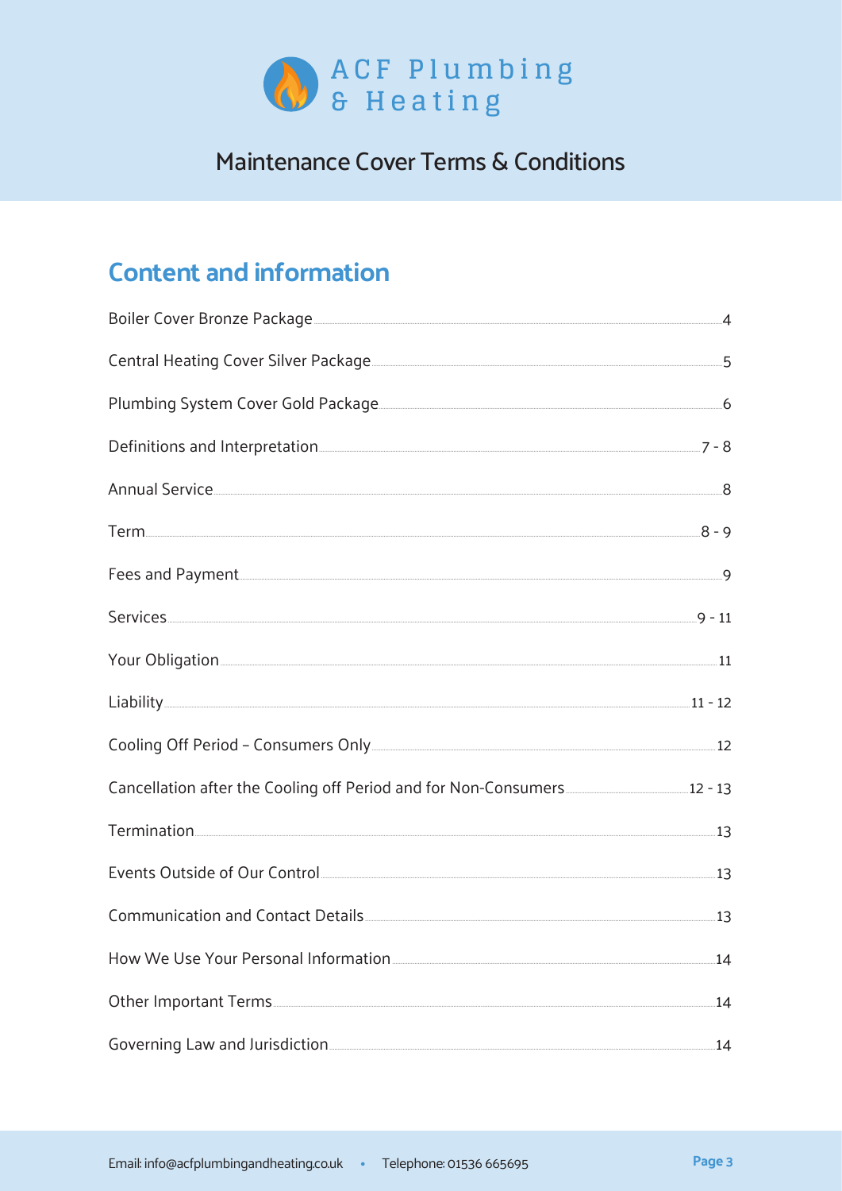# ACF Plumbing & Heating

## Maintenance Cover Terms & Conditions

## Content and information

| Section | Page |
|---|---|
| Boiler Cover Bronze Package | 4 |
| Central Heating Cover Silver Package | 5 |
| Plumbing System Cover Gold Package | 6 |
| Definitions and Interpretation | 7 - 8 |
| Annual Service | 8 |
| Term | 8 - 9 |
| Fees and Payment | 9 |
| Services | 9 - 11 |
| Your Obligation | 11 |
| Liability | 11 - 12 |
| Cooling Off Period – Consumers Only | 12 |
| Cancellation after the Cooling off Period and for Non-Consumers | 12 - 13 |
| Termination | 13 |
| Events Outside of Our Control | 13 |
| Communication and Contact Details | 13 |
| How We Use Your Personal Information | 14 |
| Other Important Terms | 14 |
| Governing Law and Jurisdiction | 14 |

Email: info@acfplumbingandheating.co.uk • Telephone: 01536 665695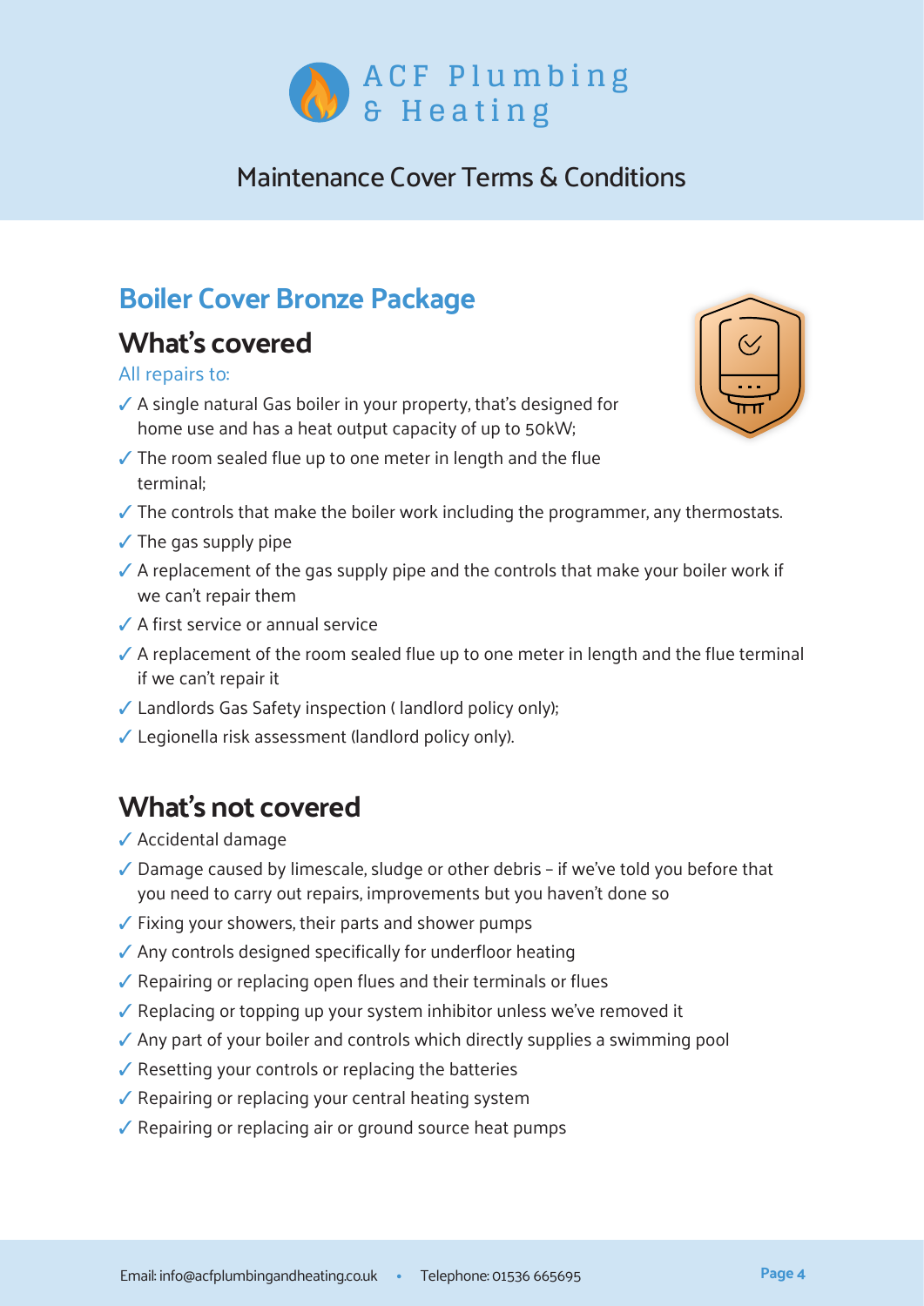# ACF Plumbing & Heating

## Maintenance Cover Terms & Conditions

## Boiler Cover Bronze Package

### What's covered

All repairs to:

- ✓ A single natural Gas boiler in your property, that's designed for home use and has a heat output capacity of up to 50kW;
- ✓ The room sealed flue up to one meter in length and the flue terminal;
- ✓ The controls that make the boiler work including the programmer, any thermostats.
- ✓ The gas supply pipe
- ✓ A replacement of the gas supply pipe and the controls that make your boiler work if we can't repair them
- ✓ A first service or annual service
- ✓ A replacement of the room sealed flue up to one meter in length and the flue terminal if we can't repair it
- ✓ Landlords Gas Safety inspection ( landlord policy only);
- ✓ Legionella risk assessment (landlord policy only).

### What's not covered

- ✓ Accidental damage
- ✓ Damage caused by limescale, sludge or other debris – if we've told you before that you need to carry out repairs, improvements but you haven't done so
- ✓ Fixing your showers, their parts and shower pumps
- ✓ Any controls designed specifically for underfloor heating
- ✓ Repairing or replacing open flues and their terminals or flues
- ✓ Replacing or topping up your system inhibitor unless we've removed it
- ✓ Any part of your boiler and controls which directly supplies a swimming pool
- ✓ Resetting your controls or replacing the batteries
- ✓ Repairing or replacing your central heating system
- ✓ Repairing or replacing air or ground source heat pumps

Email: info@acfplumbingandheating.co.uk • Telephone: 01536 665695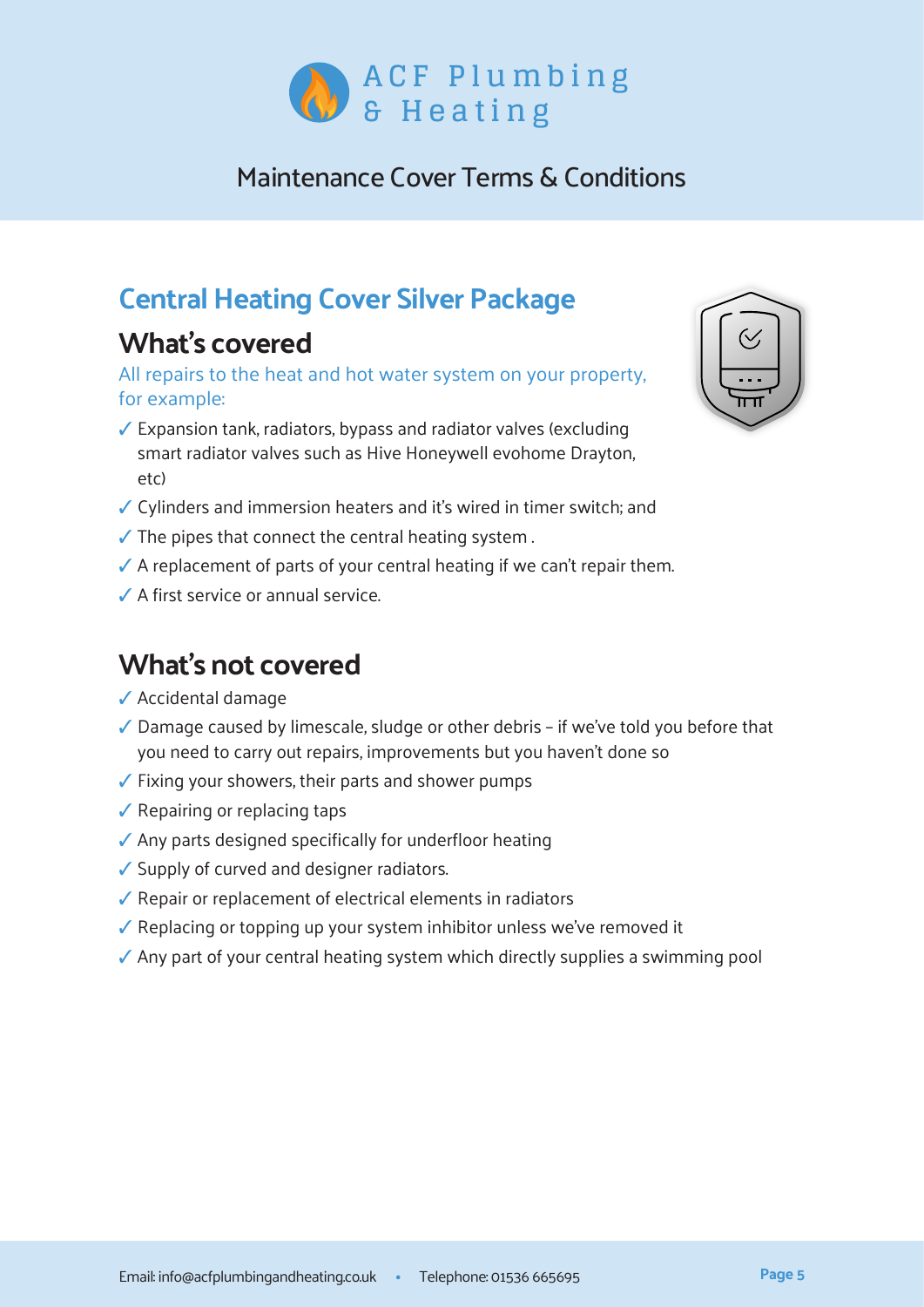# ACF Plumbing & Heating

Maintenance Cover Terms & Conditions

## Central Heating Cover Silver Package

### What's covered

All repairs to the heat and hot water system on your property, for example:

- ✓ Expansion tank, radiators, bypass and radiator valves (excluding smart radiator valves such as Hive Honeywell evohome Drayton, etc)
- ✓ Cylinders and immersion heaters and it's wired in timer switch; and
- ✓ The pipes that connect the central heating system .
- ✓ A replacement of parts of your central heating if we can't repair them.
- ✓ A first service or annual service.

### What's not covered

- ✓ Accidental damage
- ✓ Damage caused by limescale, sludge or other debris – if we've told you before that you need to carry out repairs, improvements but you haven't done so
- ✓ Fixing your showers, their parts and shower pumps
- ✓ Repairing or replacing taps
- ✓ Any parts designed specifically for underfloor heating
- ✓ Supply of curved and designer radiators.
- ✓ Repair or replacement of electrical elements in radiators
- ✓ Replacing or topping up your system inhibitor unless we've removed it
- ✓ Any part of your central heating system which directly supplies a swimming pool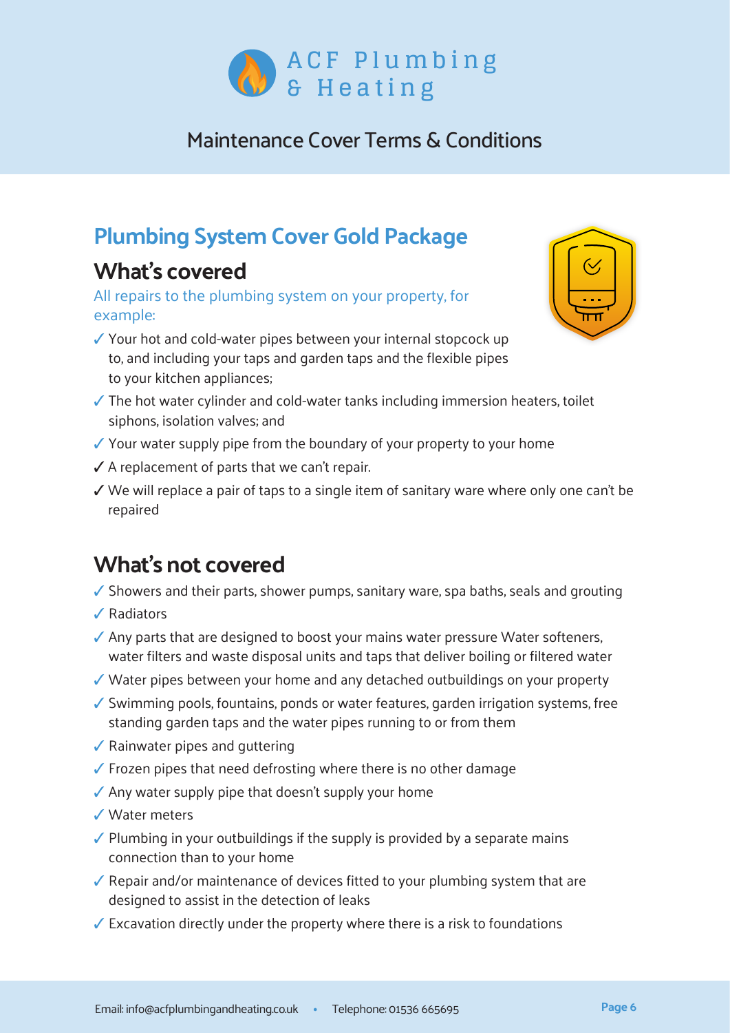# ACF Plumbing & Heating

## Maintenance Cover Terms & Conditions

## Plumbing System Cover Gold Package

### What's covered

All repairs to the plumbing system on your property, for example:

- ✓ Your hot and cold-water pipes between your internal stopcock up to, and including your taps and garden taps and the flexible pipes to your kitchen appliances;
- ✓ The hot water cylinder and cold-water tanks including immersion heaters, toilet siphons, isolation valves; and
- ✓ Your water supply pipe from the boundary of your property to your home
- ✓ A replacement of parts that we can't repair.
- ✓ We will replace a pair of taps to a single item of sanitary ware where only one can't be repaired

### What's not covered

- ✓ Showers and their parts, shower pumps, sanitary ware, spa baths, seals and grouting
- ✓ Radiators
- ✓ Any parts that are designed to boost your mains water pressure Water softeners, water filters and waste disposal units and taps that deliver boiling or filtered water
- ✓ Water pipes between your home and any detached outbuildings on your property
- ✓ Swimming pools, fountains, ponds or water features, garden irrigation systems, free standing garden taps and the water pipes running to or from them
- ✓ Rainwater pipes and guttering
- ✓ Frozen pipes that need defrosting where there is no other damage
- ✓ Any water supply pipe that doesn't supply your home
- ✓ Water meters
- ✓ Plumbing in your outbuildings if the supply is provided by a separate mains connection than to your home
- ✓ Repair and/or maintenance of devices fitted to your plumbing system that are designed to assist in the detection of leaks
- ✓ Excavation directly under the property where there is a risk to foundations

Email: info@acfplumbingandheating.co.uk • Telephone: 01536 665695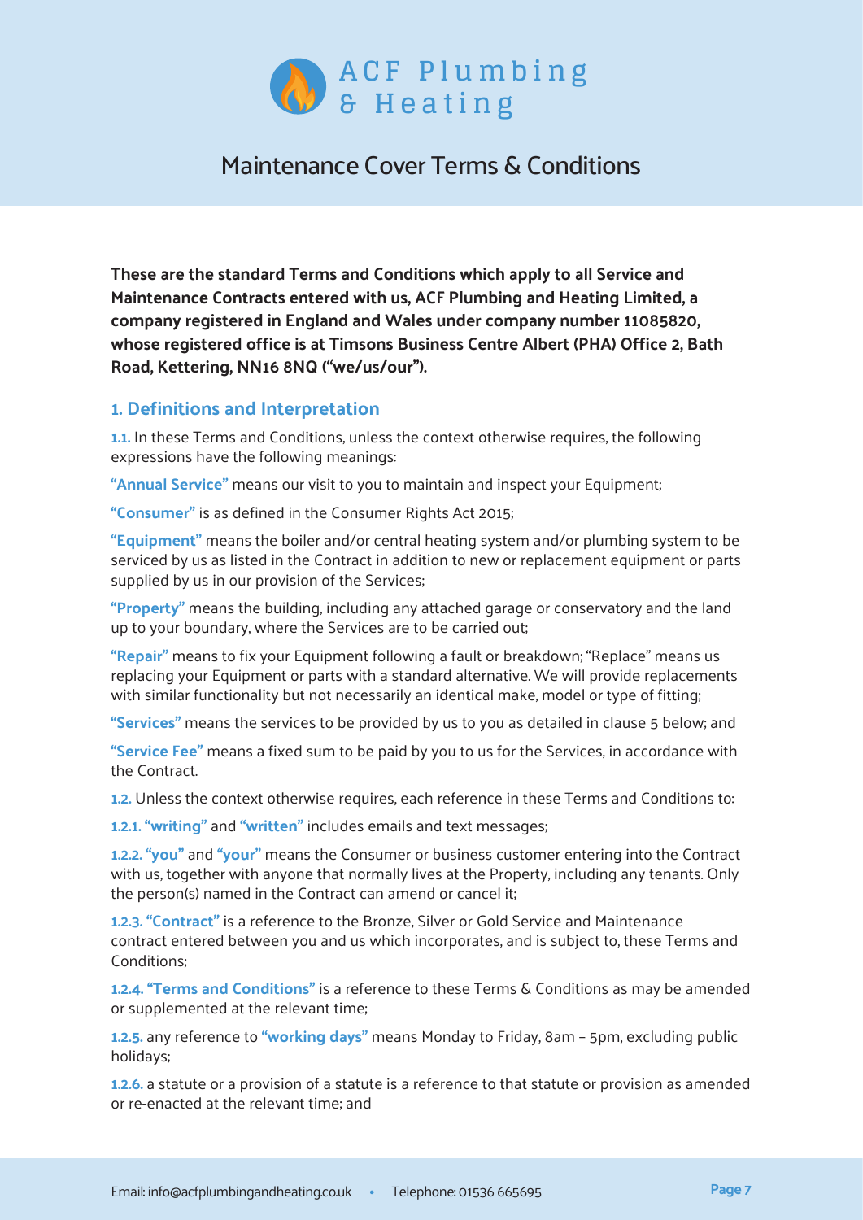# Maintenance Cover Terms & Conditions

**These are the standard Terms and Conditions which apply to all Service and Maintenance Contracts entered with us, ACF Plumbing and Heating Limited, a company registered in England and Wales under company number 11085820, whose registered office is at Timsons Business Centre Albert (PHA) Office 2, Bath Road, Kettering, NN16 8NQ ("we/us/our").**

## 1. Definitions and Interpretation

**1.1.** In these Terms and Conditions, unless the context otherwise requires, the following expressions have the following meanings:

**"Annual Service"** means our visit to you to maintain and inspect your Equipment;

**"Consumer"** is as defined in the Consumer Rights Act 2015;

**"Equipment"** means the boiler and/or central heating system and/or plumbing system to be serviced by us as listed in the Contract in addition to new or replacement equipment or parts supplied by us in our provision of the Services;

**"Property"** means the building, including any attached garage or conservatory and the land up to your boundary, where the Services are to be carried out;

**"Repair"** means to fix your Equipment following a fault or breakdown; "Replace" means us replacing your Equipment or parts with a standard alternative. We will provide replacements with similar functionality but not necessarily an identical make, model or type of fitting;

**"Services"** means the services to be provided by us to you as detailed in clause 5 below; and

**"Service Fee"** means a fixed sum to be paid by you to us for the Services, in accordance with the Contract.

**1.2.** Unless the context otherwise requires, each reference in these Terms and Conditions to:

**1.2.1. "writing"** and **"written"** includes emails and text messages;

**1.2.2. "you"** and **"your"** means the Consumer or business customer entering into the Contract with us, together with anyone that normally lives at the Property, including any tenants. Only the person(s) named in the Contract can amend or cancel it;

**1.2.3. "Contract"** is a reference to the Bronze, Silver or Gold Service and Maintenance contract entered between you and us which incorporates, and is subject to, these Terms and Conditions;

**1.2.4. "Terms and Conditions"** is a reference to these Terms & Conditions as may be amended or supplemented at the relevant time;

**1.2.5.** any reference to **"working days"** means Monday to Friday, 8am – 5pm, excluding public holidays;

**1.2.6.** a statute or a provision of a statute is a reference to that statute or provision as amended or re-enacted at the relevant time; and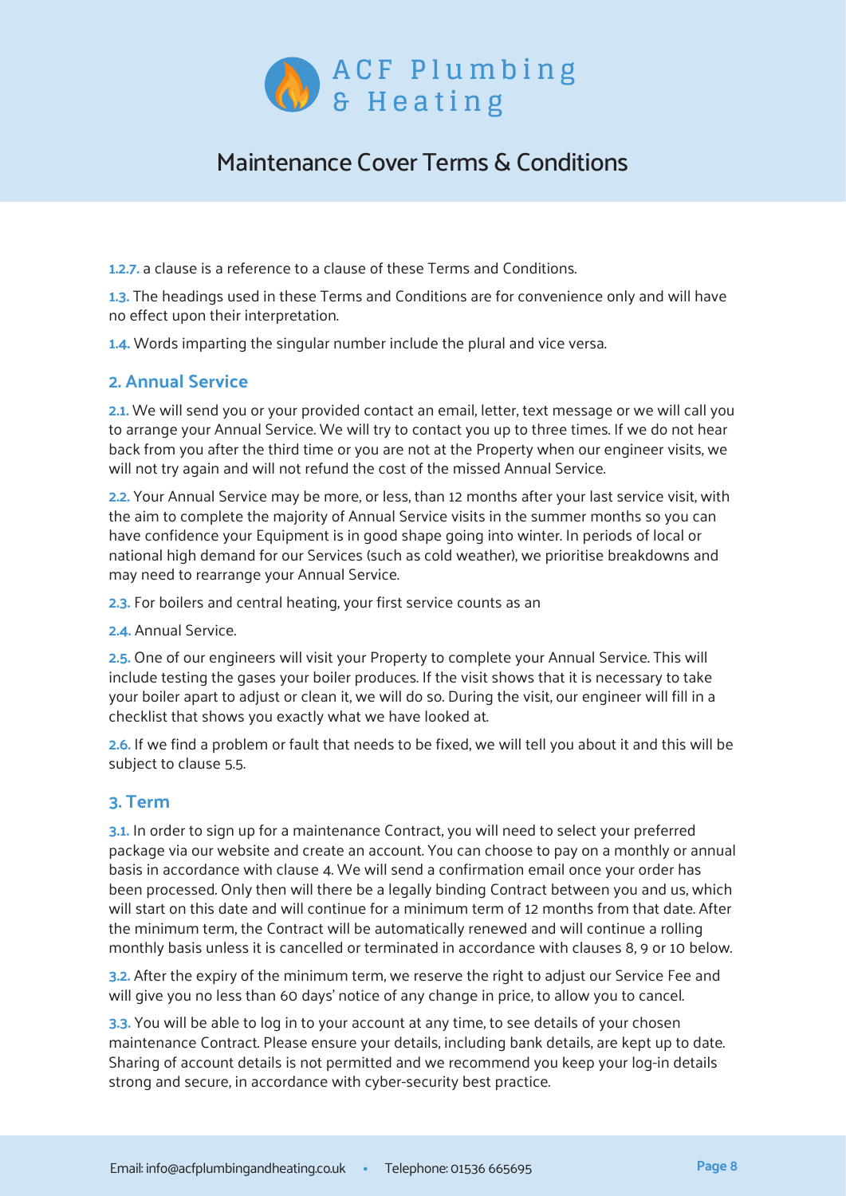**1.2.7.** a clause is a reference to a clause of these Terms and Conditions.

**1.3.** The headings used in these Terms and Conditions are for convenience only and will have no effect upon their interpretation.

**1.4.** Words imparting the singular number include the plural and vice versa.

## 2. Annual Service

**2.1.** We will send you or your provided contact an email, letter, text message or we will call you to arrange your Annual Service. We will try to contact you up to three times. If we do not hear back from you after the third time or you are not at the Property when our engineer visits, we will not try again and will not refund the cost of the missed Annual Service.

**2.2.** Your Annual Service may be more, or less, than 12 months after your last service visit, with the aim to complete the majority of Annual Service visits in the summer months so you can have confidence your Equipment is in good shape going into winter. In periods of local or national high demand for our Services (such as cold weather), we prioritise breakdowns and may need to rearrange your Annual Service.

**2.3.** For boilers and central heating, your first service counts as an

**2.4.** Annual Service.

**2.5.** One of our engineers will visit your Property to complete your Annual Service. This will include testing the gases your boiler produces. If the visit shows that it is necessary to take your boiler apart to adjust or clean it, we will do so. During the visit, our engineer will fill in a checklist that shows you exactly what we have looked at.

**2.6.** If we find a problem or fault that needs to be fixed, we will tell you about it and this will be subject to clause 5.5.

## 3. Term

**3.1.** In order to sign up for a maintenance Contract, you will need to select your preferred package via our website and create an account. You can choose to pay on a monthly or annual basis in accordance with clause 4. We will send a confirmation email once your order has been processed. Only then will there be a legally binding Contract between you and us, which will start on this date and will continue for a minimum term of 12 months from that date. After the minimum term, the Contract will be automatically renewed and will continue a rolling monthly basis unless it is cancelled or terminated in accordance with clauses 8, 9 or 10 below.

**3.2.** After the expiry of the minimum term, we reserve the right to adjust our Service Fee and will give you no less than 60 days' notice of any change in price, to allow you to cancel.

**3.3.** You will be able to log in to your account at any time, to see details of your chosen maintenance Contract. Please ensure your details, including bank details, are kept up to date. Sharing of account details is not permitted and we recommend you keep your log-in details strong and secure, in accordance with cyber-security best practice.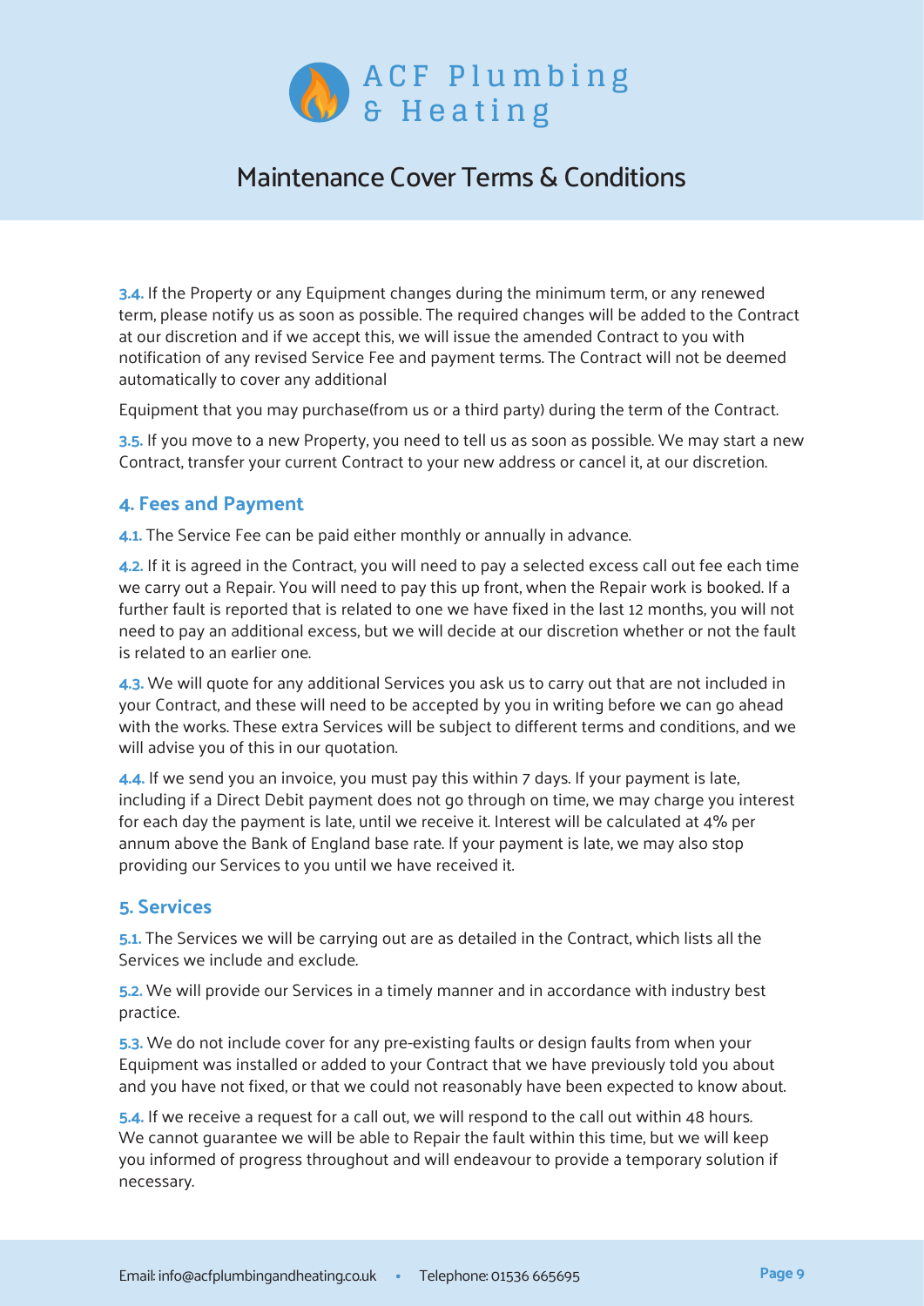# Maintenance Cover Terms & Conditions

**3.4.** If the Property or any Equipment changes during the minimum term, or any renewed term, please notify us as soon as possible. The required changes will be added to the Contract at our discretion and if we accept this, we will issue the amended Contract to you with notification of any revised Service Fee and payment terms. The Contract will not be deemed automatically to cover any additional

Equipment that you may purchase(from us or a third party) during the term of the Contract.

**3.5.** If you move to a new Property, you need to tell us as soon as possible. We may start a new Contract, transfer your current Contract to your new address or cancel it, at our discretion.

## 4. Fees and Payment

**4.1.** The Service Fee can be paid either monthly or annually in advance.

**4.2.** If it is agreed in the Contract, you will need to pay a selected excess call out fee each time we carry out a Repair. You will need to pay this up front, when the Repair work is booked. If a further fault is reported that is related to one we have fixed in the last 12 months, you will not need to pay an additional excess, but we will decide at our discretion whether or not the fault is related to an earlier one.

**4.3.** We will quote for any additional Services you ask us to carry out that are not included in your Contract, and these will need to be accepted by you in writing before we can go ahead with the works. These extra Services will be subject to different terms and conditions, and we will advise you of this in our quotation.

**4.4.** If we send you an invoice, you must pay this within 7 days. If your payment is late, including if a Direct Debit payment does not go through on time, we may charge you interest for each day the payment is late, until we receive it. Interest will be calculated at 4% per annum above the Bank of England base rate. If your payment is late, we may also stop providing our Services to you until we have received it.

## 5. Services

**5.1.** The Services we will be carrying out are as detailed in the Contract, which lists all the Services we include and exclude.

**5.2.** We will provide our Services in a timely manner and in accordance with industry best practice.

**5.3.** We do not include cover for any pre-existing faults or design faults from when your Equipment was installed or added to your Contract that we have previously told you about and you have not fixed, or that we could not reasonably have been expected to know about.

**5.4.** If we receive a request for a call out, we will respond to the call out within 48 hours. We cannot guarantee we will be able to Repair the fault within this time, but we will keep you informed of progress throughout and will endeavour to provide a temporary solution if necessary.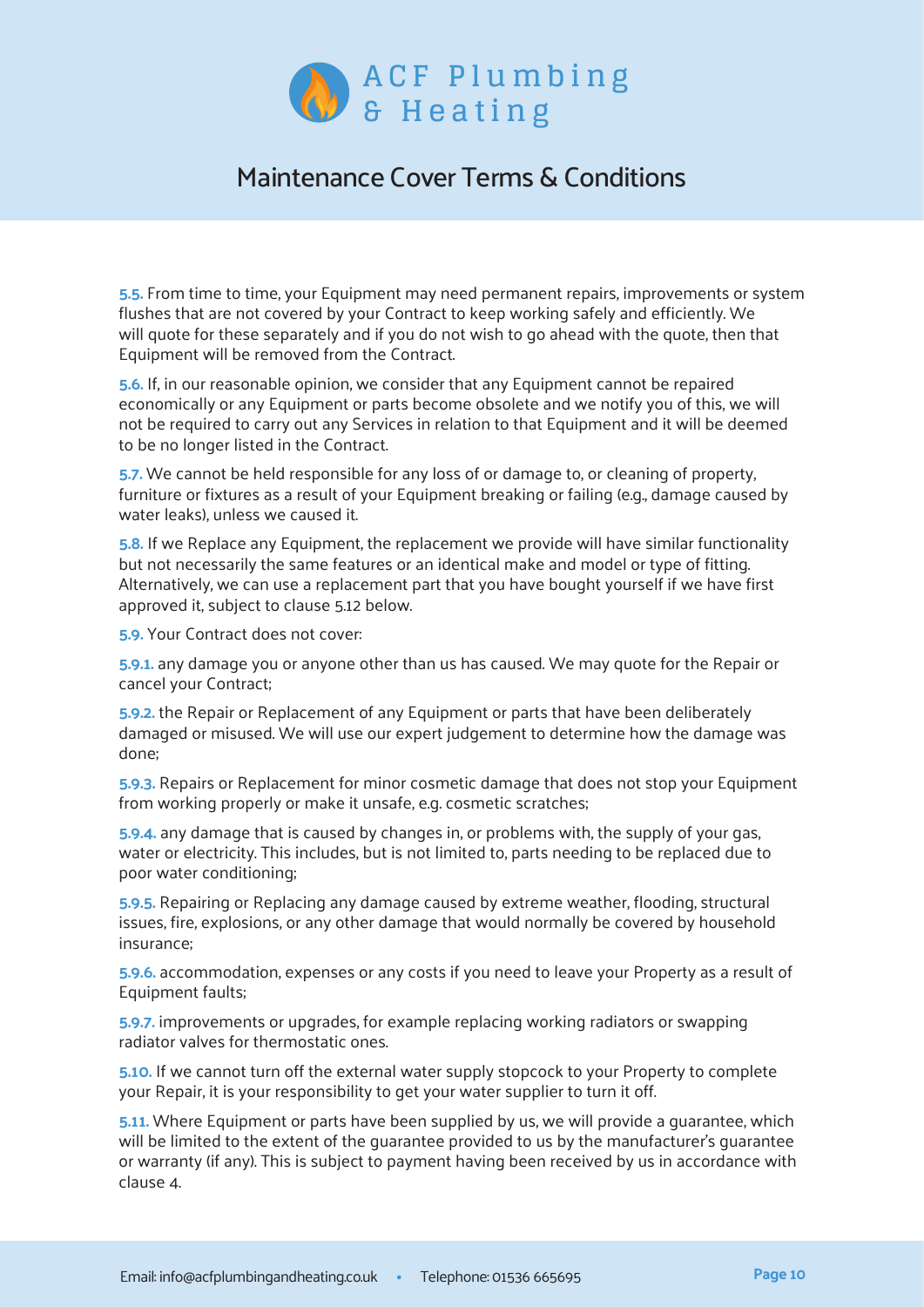**5.5.** From time to time, your Equipment may need permanent repairs, improvements or system flushes that are not covered by your Contract to keep working safely and efficiently. We will quote for these separately and if you do not wish to go ahead with the quote, then that Equipment will be removed from the Contract.

**5.6.** If, in our reasonable opinion, we consider that any Equipment cannot be repaired economically or any Equipment or parts become obsolete and we notify you of this, we will not be required to carry out any Services in relation to that Equipment and it will be deemed to be no longer listed in the Contract.

**5.7.** We cannot be held responsible for any loss of or damage to, or cleaning of property, furniture or fixtures as a result of your Equipment breaking or failing (e.g., damage caused by water leaks), unless we caused it.

**5.8.** If we Replace any Equipment, the replacement we provide will have similar functionality but not necessarily the same features or an identical make and model or type of fitting. Alternatively, we can use a replacement part that you have bought yourself if we have first approved it, subject to clause 5.12 below.

**5.9.** Your Contract does not cover:

**5.9.1.** any damage you or anyone other than us has caused. We may quote for the Repair or cancel your Contract;

**5.9.2.** the Repair or Replacement of any Equipment or parts that have been deliberately damaged or misused. We will use our expert judgement to determine how the damage was done;

**5.9.3.** Repairs or Replacement for minor cosmetic damage that does not stop your Equipment from working properly or make it unsafe, e.g. cosmetic scratches;

**5.9.4.** any damage that is caused by changes in, or problems with, the supply of your gas, water or electricity. This includes, but is not limited to, parts needing to be replaced due to poor water conditioning;

**5.9.5.** Repairing or Replacing any damage caused by extreme weather, flooding, structural issues, fire, explosions, or any other damage that would normally be covered by household insurance;

**5.9.6.** accommodation, expenses or any costs if you need to leave your Property as a result of Equipment faults;

**5.9.7.** improvements or upgrades, for example replacing working radiators or swapping radiator valves for thermostatic ones.

**5.10.** If we cannot turn off the external water supply stopcock to your Property to complete your Repair, it is your responsibility to get your water supplier to turn it off.

**5.11.** Where Equipment or parts have been supplied by us, we will provide a guarantee, which will be limited to the extent of the guarantee provided to us by the manufacturer's guarantee or warranty (if any). This is subject to payment having been received by us in accordance with clause 4.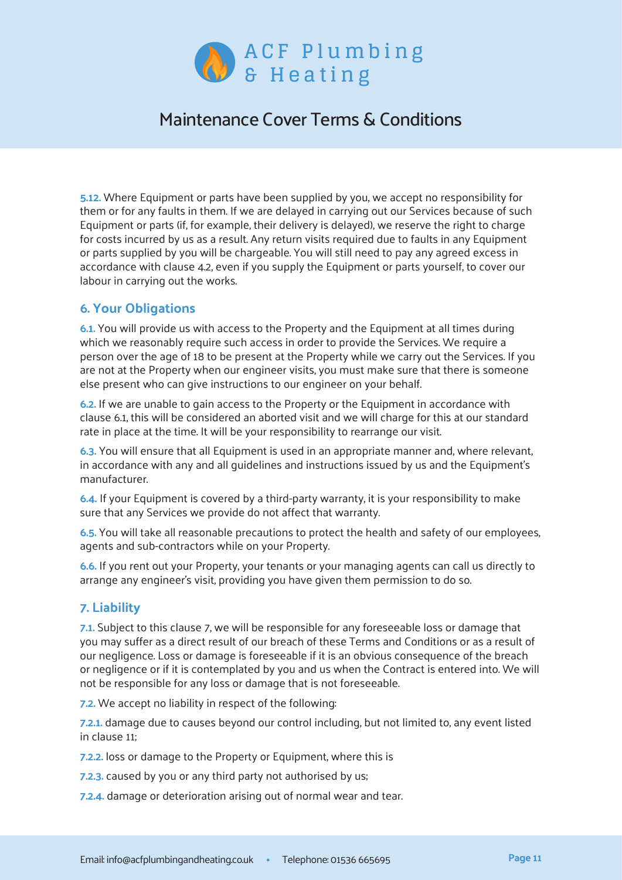**5.12.** Where Equipment or parts have been supplied by you, we accept no responsibility for them or for any faults in them. If we are delayed in carrying out our Services because of such Equipment or parts (if, for example, their delivery is delayed), we reserve the right to charge for costs incurred by us as a result. Any return visits required due to faults in any Equipment or parts supplied by you will be chargeable. You will still need to pay any agreed excess in accordance with clause 4.2, even if you supply the Equipment or parts yourself, to cover our labour in carrying out the works.

## 6. Your Obligations

**6.1.** You will provide us with access to the Property and the Equipment at all times during which we reasonably require such access in order to provide the Services. We require a person over the age of 18 to be present at the Property while we carry out the Services. If you are not at the Property when our engineer visits, you must make sure that there is someone else present who can give instructions to our engineer on your behalf.

**6.2.** If we are unable to gain access to the Property or the Equipment in accordance with clause 6.1, this will be considered an aborted visit and we will charge for this at our standard rate in place at the time. It will be your responsibility to rearrange our visit.

**6.3.** You will ensure that all Equipment is used in an appropriate manner and, where relevant, in accordance with any and all guidelines and instructions issued by us and the Equipment's manufacturer.

**6.4.** If your Equipment is covered by a third-party warranty, it is your responsibility to make sure that any Services we provide do not affect that warranty.

**6.5.** You will take all reasonable precautions to protect the health and safety of our employees, agents and sub-contractors while on your Property.

**6.6.** If you rent out your Property, your tenants or your managing agents can call us directly to arrange any engineer's visit, providing you have given them permission to do so.

## 7. Liability

**7.1.** Subject to this clause 7, we will be responsible for any foreseeable loss or damage that you may suffer as a direct result of our breach of these Terms and Conditions or as a result of our negligence. Loss or damage is foreseeable if it is an obvious consequence of the breach or negligence or if it is contemplated by you and us when the Contract is entered into. We will not be responsible for any loss or damage that is not foreseeable.

**7.2.** We accept no liability in respect of the following:

**7.2.1.** damage due to causes beyond our control including, but not limited to, any event listed in clause 11;

**7.2.2.** loss or damage to the Property or Equipment, where this is

**7.2.3.** caused by you or any third party not authorised by us;

**7.2.4.** damage or deterioration arising out of normal wear and tear.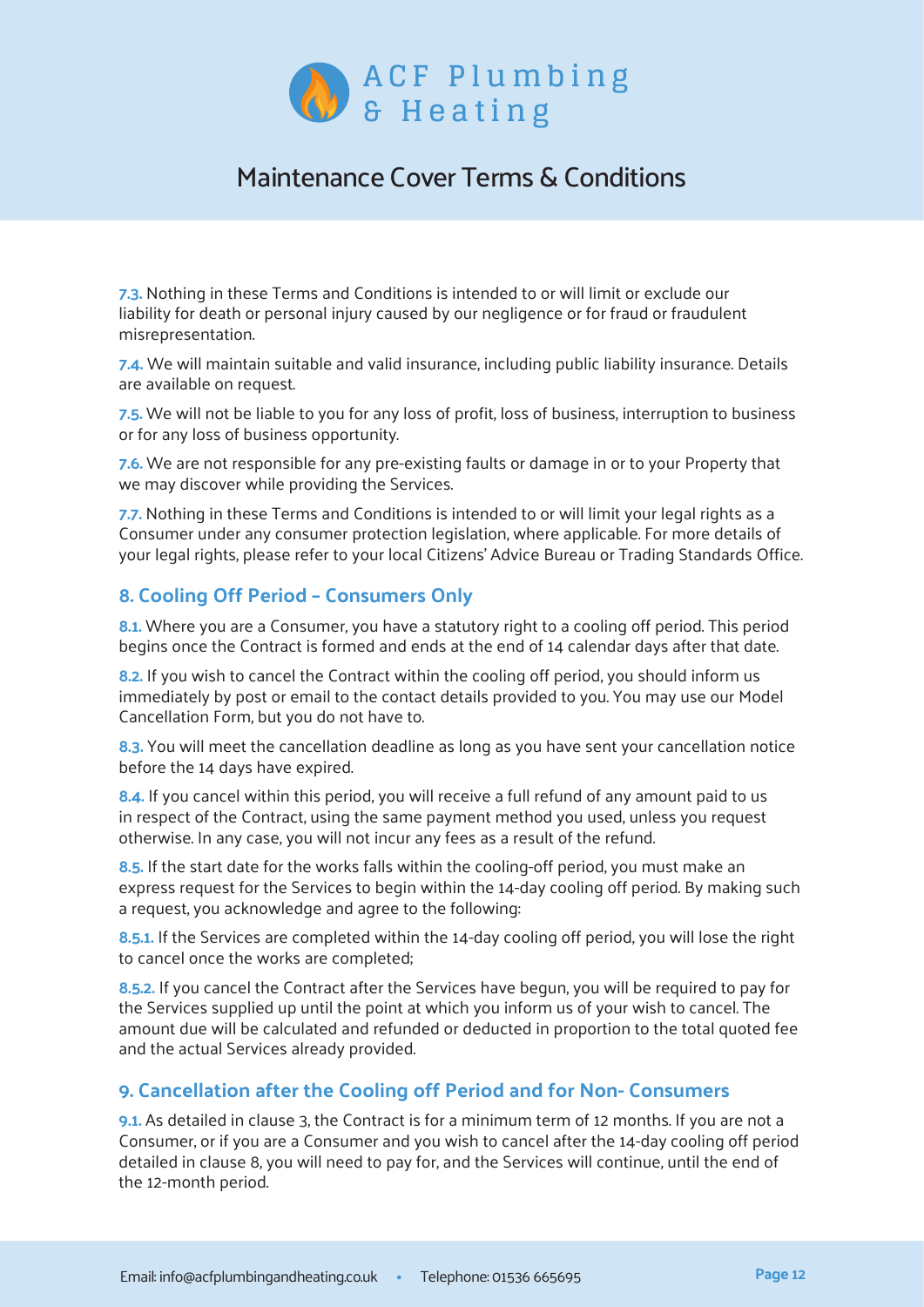**7.3.** Nothing in these Terms and Conditions is intended to or will limit or exclude our liability for death or personal injury caused by our negligence or for fraud or fraudulent misrepresentation.

**7.4.** We will maintain suitable and valid insurance, including public liability insurance. Details are available on request.

**7.5.** We will not be liable to you for any loss of profit, loss of business, interruption to business or for any loss of business opportunity.

**7.6.** We are not responsible for any pre-existing faults or damage in or to your Property that we may discover while providing the Services.

**7.7.** Nothing in these Terms and Conditions is intended to or will limit your legal rights as a Consumer under any consumer protection legislation, where applicable. For more details of your legal rights, please refer to your local Citizens' Advice Bureau or Trading Standards Office.

## 8. Cooling Off Period – Consumers Only

**8.1.** Where you are a Consumer, you have a statutory right to a cooling off period. This period begins once the Contract is formed and ends at the end of 14 calendar days after that date.

**8.2.** If you wish to cancel the Contract within the cooling off period, you should inform us immediately by post or email to the contact details provided to you. You may use our Model Cancellation Form, but you do not have to.

**8.3.** You will meet the cancellation deadline as long as you have sent your cancellation notice before the 14 days have expired.

**8.4.** If you cancel within this period, you will receive a full refund of any amount paid to us in respect of the Contract, using the same payment method you used, unless you request otherwise. In any case, you will not incur any fees as a result of the refund.

**8.5.** If the start date for the works falls within the cooling-off period, you must make an express request for the Services to begin within the 14-day cooling off period. By making such a request, you acknowledge and agree to the following:

**8.5.1.** If the Services are completed within the 14-day cooling off period, you will lose the right to cancel once the works are completed;

**8.5.2.** If you cancel the Contract after the Services have begun, you will be required to pay for the Services supplied up until the point at which you inform us of your wish to cancel. The amount due will be calculated and refunded or deducted in proportion to the total quoted fee and the actual Services already provided.

## 9. Cancellation after the Cooling off Period and for Non- Consumers

**9.1.** As detailed in clause 3, the Contract is for a minimum term of 12 months. If you are not a Consumer, or if you are a Consumer and you wish to cancel after the 14-day cooling off period detailed in clause 8, you will need to pay for, and the Services will continue, until the end of the 12-month period.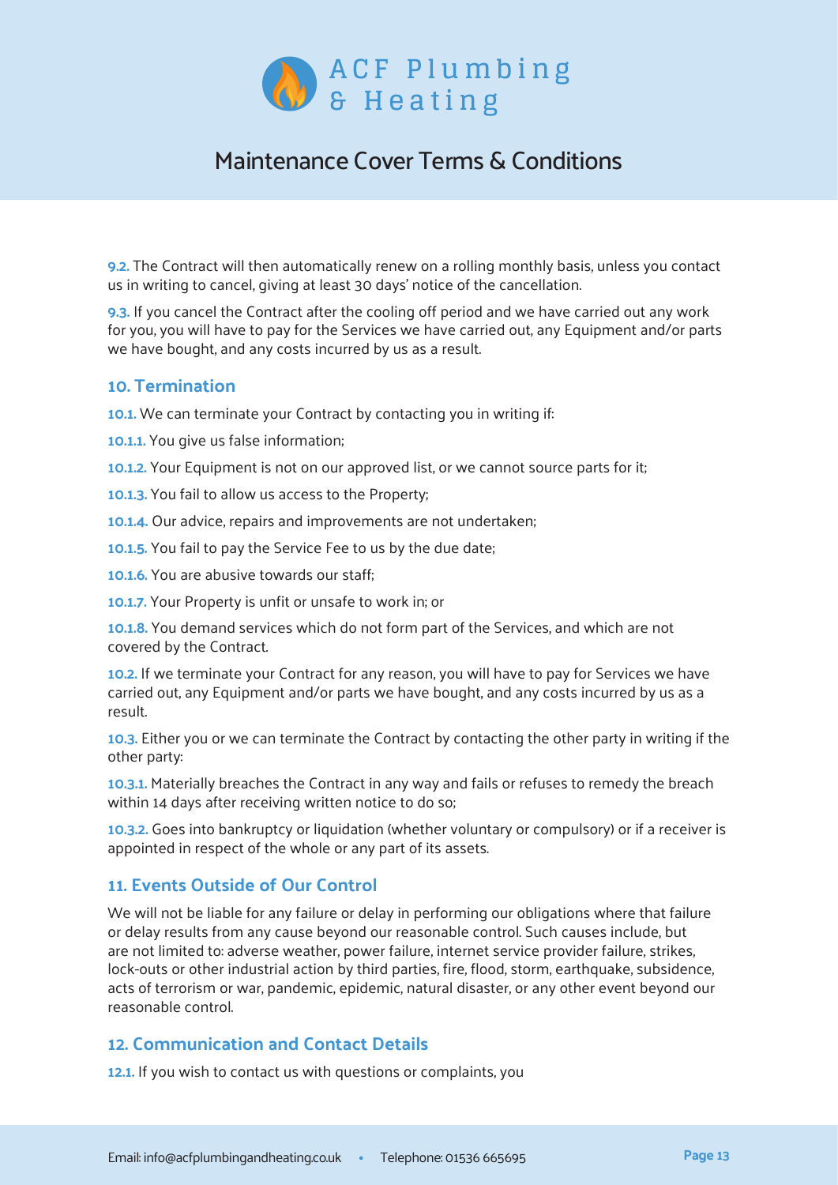**9.2.** The Contract will then automatically renew on a rolling monthly basis, unless you contact us in writing to cancel, giving at least 30 days' notice of the cancellation.

**9.3.** If you cancel the Contract after the cooling off period and we have carried out any work for you, you will have to pay for the Services we have carried out, any Equipment and/or parts we have bought, and any costs incurred by us as a result.

## 10. Termination

**10.1.** We can terminate your Contract by contacting you in writing if:

**10.1.1.** You give us false information;

**10.1.2.** Your Equipment is not on our approved list, or we cannot source parts for it;

**10.1.3.** You fail to allow us access to the Property;

**10.1.4.** Our advice, repairs and improvements are not undertaken;

**10.1.5.** You fail to pay the Service Fee to us by the due date;

**10.1.6.** You are abusive towards our staff;

**10.1.7.** Your Property is unfit or unsafe to work in; or

**10.1.8.** You demand services which do not form part of the Services, and which are not covered by the Contract.

**10.2.** If we terminate your Contract for any reason, you will have to pay for Services we have carried out, any Equipment and/or parts we have bought, and any costs incurred by us as a result.

**10.3.** Either you or we can terminate the Contract by contacting the other party in writing if the other party:

**10.3.1.** Materially breaches the Contract in any way and fails or refuses to remedy the breach within 14 days after receiving written notice to do so;

**10.3.2.** Goes into bankruptcy or liquidation (whether voluntary or compulsory) or if a receiver is appointed in respect of the whole or any part of its assets.

## 11. Events Outside of Our Control

We will not be liable for any failure or delay in performing our obligations where that failure or delay results from any cause beyond our reasonable control. Such causes include, but are not limited to: adverse weather, power failure, internet service provider failure, strikes, lock-outs or other industrial action by third parties, fire, flood, storm, earthquake, subsidence, acts of terrorism or war, pandemic, epidemic, natural disaster, or any other event beyond our reasonable control.

## 12. Communication and Contact Details

**12.1.** If you wish to contact us with questions or complaints, you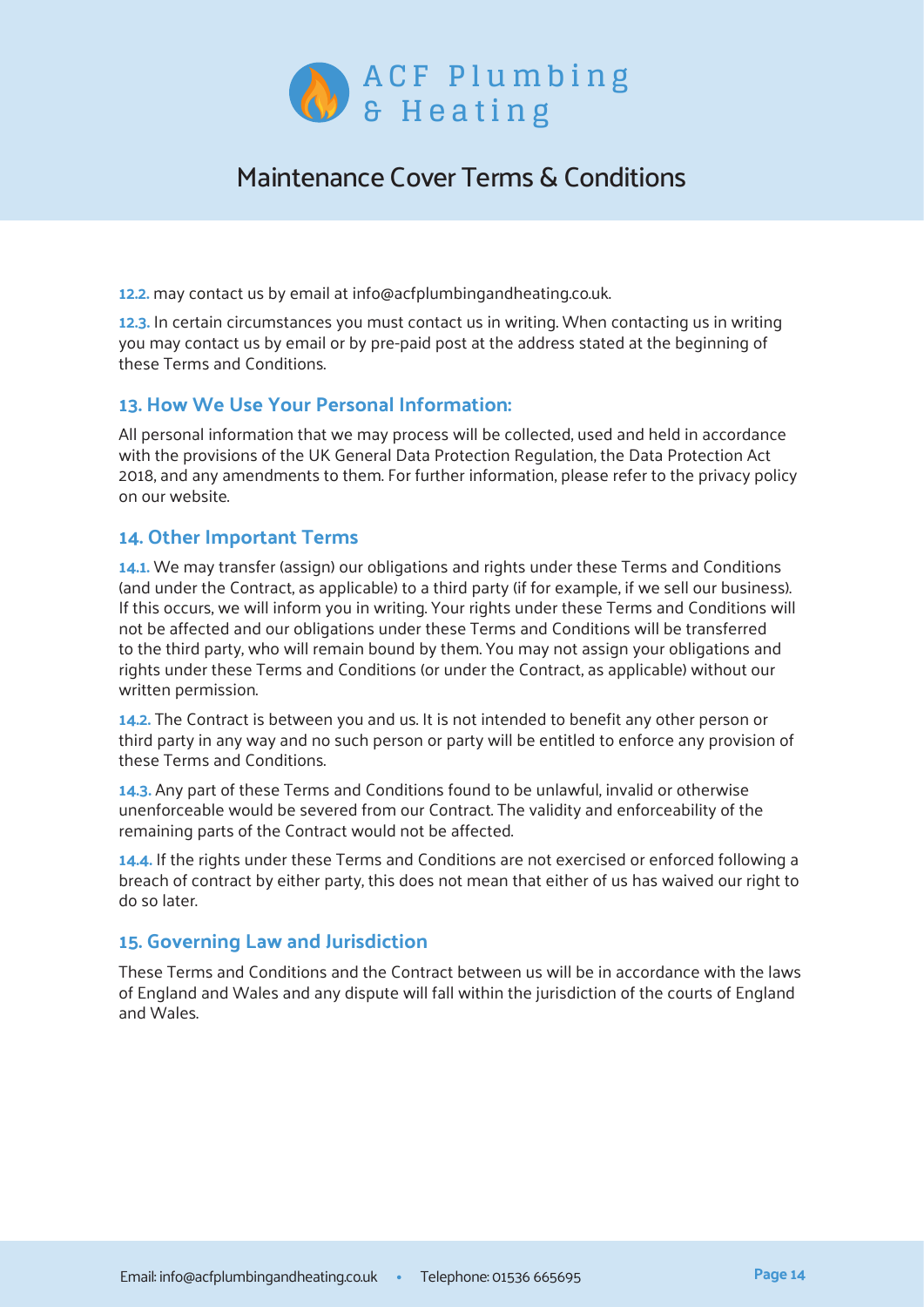**12.2.** may contact us by email at info@acfplumbingandheating.co.uk.

**12.3.** In certain circumstances you must contact us in writing. When contacting us in writing you may contact us by email or by pre-paid post at the address stated at the beginning of these Terms and Conditions.

## 13. How We Use Your Personal Information:

All personal information that we may process will be collected, used and held in accordance with the provisions of the UK General Data Protection Regulation, the Data Protection Act 2018, and any amendments to them. For further information, please refer to the privacy policy on our website.

## 14. Other Important Terms

**14.1.** We may transfer (assign) our obligations and rights under these Terms and Conditions (and under the Contract, as applicable) to a third party (if for example, if we sell our business). If this occurs, we will inform you in writing. Your rights under these Terms and Conditions will not be affected and our obligations under these Terms and Conditions will be transferred to the third party, who will remain bound by them. You may not assign your obligations and rights under these Terms and Conditions (or under the Contract, as applicable) without our written permission.

**14.2.** The Contract is between you and us. It is not intended to benefit any other person or third party in any way and no such person or party will be entitled to enforce any provision of these Terms and Conditions.

**14.3.** Any part of these Terms and Conditions found to be unlawful, invalid or otherwise unenforceable would be severed from our Contract. The validity and enforceability of the remaining parts of the Contract would not be affected.

**14.4.** If the rights under these Terms and Conditions are not exercised or enforced following a breach of contract by either party, this does not mean that either of us has waived our right to do so later.

## 15. Governing Law and Jurisdiction

These Terms and Conditions and the Contract between us will be in accordance with the laws of England and Wales and any dispute will fall within the jurisdiction of the courts of England and Wales.